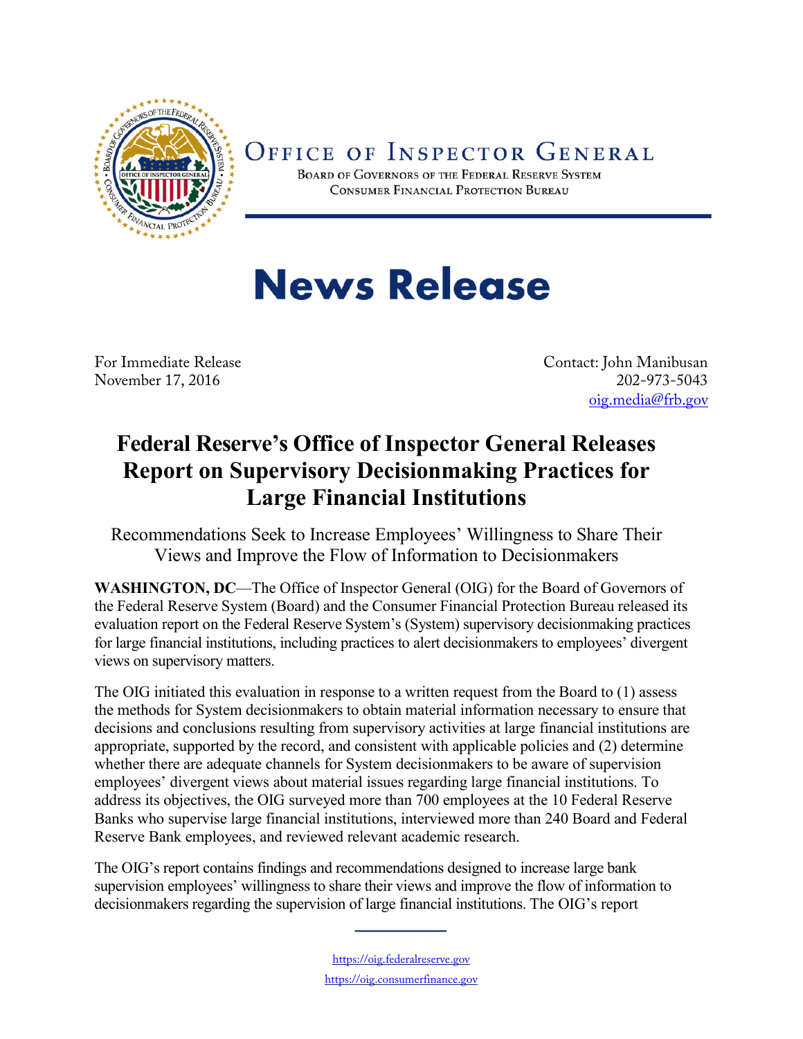# Office of Inspector General

Board of Governors of the Federal Reserve System
Consumer Financial Protection Bureau

# News Release

For Immediate Release
November 17, 2016

Contact: John Manibusan
202-973-5043
oig.media@frb.gov

## Federal Reserve's Office of Inspector General Releases Report on Supervisory Decisionmaking Practices for Large Financial Institutions

### Recommendations Seek to Increase Employees' Willingness to Share Their Views and Improve the Flow of Information to Decisionmakers

**WASHINGTON, DC**—The Office of Inspector General (OIG) for the Board of Governors of the Federal Reserve System (Board) and the Consumer Financial Protection Bureau released its evaluation report on the Federal Reserve System's (System) supervisory decisionmaking practices for large financial institutions, including practices to alert decisionmakers to employees' divergent views on supervisory matters.

The OIG initiated this evaluation in response to a written request from the Board to (1) assess the methods for System decisionmakers to obtain material information necessary to ensure that decisions and conclusions resulting from supervisory activities at large financial institutions are appropriate, supported by the record, and consistent with applicable policies and (2) determine whether there are adequate channels for System decisionmakers to be aware of supervision employees' divergent views about material issues regarding large financial institutions. To address its objectives, the OIG surveyed more than 700 employees at the 10 Federal Reserve Banks who supervise large financial institutions, interviewed more than 240 Board and Federal Reserve Bank employees, and reviewed relevant academic research.

The OIG's report contains findings and recommendations designed to increase large bank supervision employees' willingness to share their views and improve the flow of information to decisionmakers regarding the supervision of large financial institutions. The OIG's report

https://oig.federalreserve.gov
https://oig.consumerfinance.gov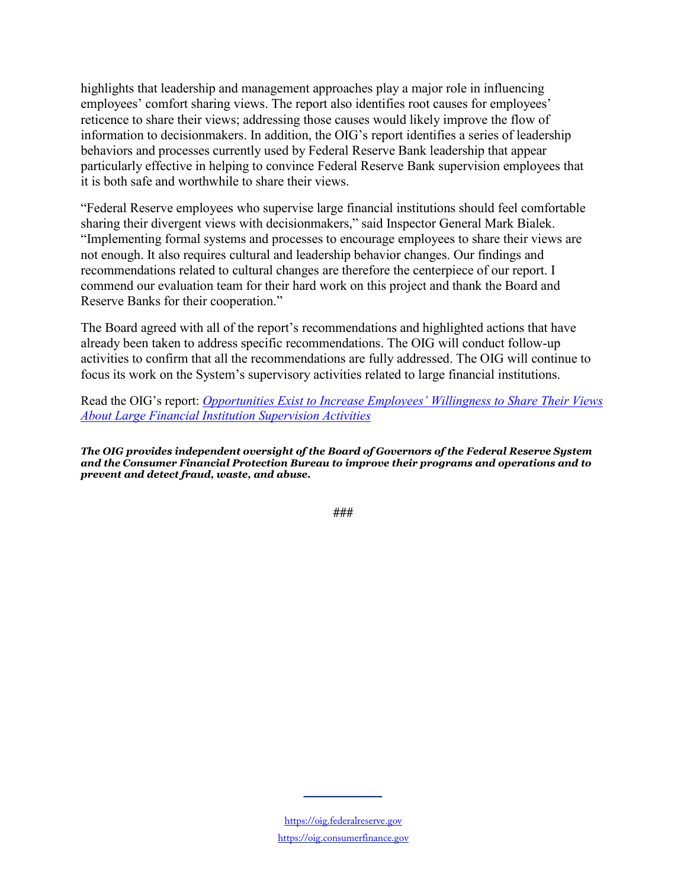highlights that leadership and management approaches play a major role in influencing employees' comfort sharing views. The report also identifies root causes for employees' reticence to share their views; addressing those causes would likely improve the flow of information to decisionmakers. In addition, the OIG's report identifies a series of leadership behaviors and processes currently used by Federal Reserve Bank leadership that appear particularly effective in helping to convince Federal Reserve Bank supervision employees that it is both safe and worthwhile to share their views.

"Federal Reserve employees who supervise large financial institutions should feel comfortable sharing their divergent views with decisionmakers," said Inspector General Mark Bialek. "Implementing formal systems and processes to encourage employees to share their views are not enough. It also requires cultural and leadership behavior changes. Our findings and recommendations related to cultural changes are therefore the centerpiece of our report. I commend our evaluation team for their hard work on this project and thank the Board and Reserve Banks for their cooperation."

The Board agreed with all of the report's recommendations and highlighted actions that have already been taken to address specific recommendations. The OIG will conduct follow-up activities to confirm that all the recommendations are fully addressed. The OIG will continue to focus its work on the System's supervisory activities related to large financial institutions.

Read the OIG's report: *Opportunities Exist to Increase Employees' Willingness to Share Their Views About Large Financial Institution Supervision Activities*

***The OIG provides independent oversight of the Board of Governors of the Federal Reserve System and the Consumer Financial Protection Bureau to improve their programs and operations and to prevent and detect fraud, waste, and abuse.***

###

https://oig.federalreserve.gov

https://oig.consumerfinance.gov